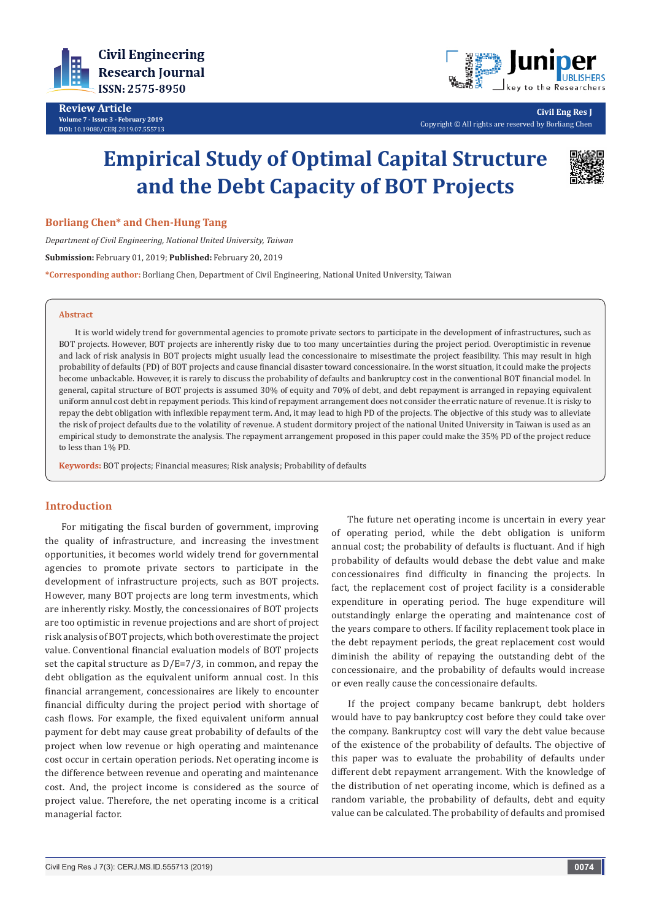Review Article

# Empirical Study of Optimal Capital Structure and the Debt Capacity of BOT Projects

**Borliang Chen* and Chen-Hung Tang**

*Department of Civil Engineering, National United University, Taiwan*

**Submission:** February 01, 2019; **Published:** February 20, 2019

***Corresponding author:** Borliang Chen, Department of Civil Engineering, National United University, Taiwan

## Abstract

It is world widely trend for governmental agencies to promote private sectors to participate in the development of infrastructures, such as BOT projects. However, BOT projects are inherently risky due to too many uncertainties during the project period. Overoptimistic in revenue and lack of risk analysis in BOT projects might usually lead the concessionaire to misestimate the project feasibility. This may result in high probability of defaults (PD) of BOT projects and cause financial disaster toward concessionaire. In the worst situation, it could make the projects become unbackable. However, it is rarely to discuss the probability of defaults and bankruptcy cost in the conventional BOT financial model. In general, capital structure of BOT projects is assumed 30% of equity and 70% of debt, and debt repayment is arranged in repaying equivalent uniform annul cost debt in repayment periods. This kind of repayment arrangement does not consider the erratic nature of revenue. It is risky to repay the debt obligation with inflexible repayment term. And, it may lead to high PD of the projects. The objective of this study was to alleviate the risk of project defaults due to the volatility of revenue. A student dormitory project of the national United University in Taiwan is used as an empirical study to demonstrate the analysis. The repayment arrangement proposed in this paper could make the 35% PD of the project reduce to less than 1% PD.

**Keywords:** BOT projects; Financial measures; Risk analysis; Probability of defaults

## Introduction

For mitigating the fiscal burden of government, improving the quality of infrastructure, and increasing the investment opportunities, it becomes world widely trend for governmental agencies to promote private sectors to participate in the development of infrastructure projects, such as BOT projects. However, many BOT projects are long term investments, which are inherently risky. Mostly, the concessionaires of BOT projects are too optimistic in revenue projections and are short of project risk analysis of BOT projects, which both overestimate the project value. Conventional financial evaluation models of BOT projects set the capital structure as D/E=7/3, in common, and repay the debt obligation as the equivalent uniform annual cost. In this financial arrangement, concessionaires are likely to encounter financial difficulty during the project period with shortage of cash flows. For example, the fixed equivalent uniform annual payment for debt may cause great probability of defaults of the project when low revenue or high operating and maintenance cost occur in certain operation periods. Net operating income is the difference between revenue and operating and maintenance cost. And, the project income is considered as the source of project value. Therefore, the net operating income is a critical managerial factor.

The future net operating income is uncertain in every year of operating period, while the debt obligation is uniform annual cost; the probability of defaults is fluctuant. And if high probability of defaults would debase the debt value and make concessionaires find difficulty in financing the projects. In fact, the replacement cost of project facility is a considerable expenditure in operating period. The huge expenditure will outstandingly enlarge the operating and maintenance cost of the years compare to others. If facility replacement took place in the debt repayment periods, the great replacement cost would diminish the ability of repaying the outstanding debt of the concessionaire, and the probability of defaults would increase or even really cause the concessionaire defaults.

If the project company became bankrupt, debt holders would have to pay bankruptcy cost before they could take over the company. Bankruptcy cost will vary the debt value because of the existence of the probability of defaults. The objective of this paper was to evaluate the probability of defaults under different debt repayment arrangement. With the knowledge of the distribution of net operating income, which is defined as a random variable, the probability of defaults, debt and equity value can be calculated. The probability of defaults and promised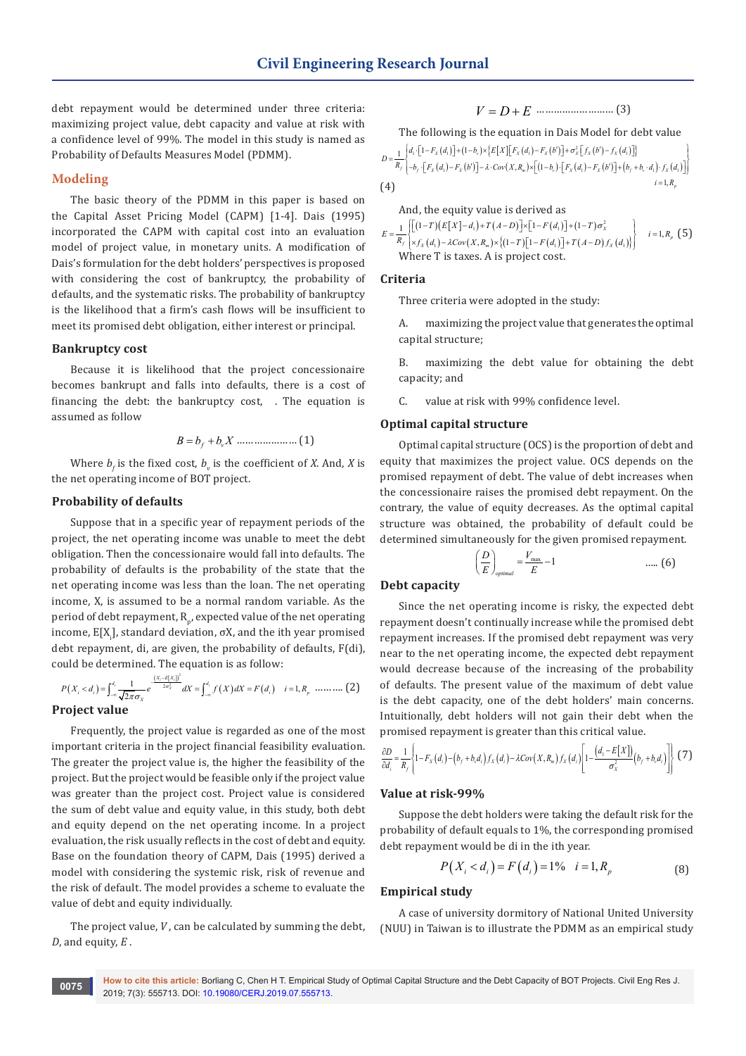debt repayment would be determined under three criteria: maximizing project value, debt capacity and value at risk with a confidence level of 99%. The model in this study is named as Probability of Defaults Measures Model (PDMM).

## Modeling

The basic theory of the PDMM in this paper is based on the Capital Asset Pricing Model (CAPM) [1-4]. Dais (1995) incorporated the CAPM with capital cost into an evaluation model of project value, in monetary units. A modification of Dais's formulation for the debt holders' perspectives is proposed with considering the cost of bankruptcy, the probability of defaults, and the systematic risks. The probability of bankruptcy is the likelihood that a firm's cash flows will be insufficient to meet its promised debt obligation, either interest or principal.

### Bankruptcy cost

Because it is likelihood that the project concessionaire becomes bankrupt and falls into defaults, there is a cost of financing the debt: the bankruptcy cost, . The equation is assumed as follow

$$B = b_f + b_v X \quad \text{.....................} \quad (1)$$

Where $b_f$ is the fixed cost, $b_v$ is the coefficient of $X$. And, $X$ is the net operating income of BOT project.

### Probability of defaults

Suppose that in a specific year of repayment periods of the project, the net operating income was unable to meet the debt obligation. Then the concessionaire would fall into defaults. The probability of defaults is the probability of the state that the net operating income was less than the loan. The net operating income, X, is assumed to be a normal random variable. As the period of debt repayment, $R_p$, expected value of the net operating income, $E[X_i]$, standard deviation, σX, and the ith year promised debt repayment, di, are given, the probability of defaults, F(di), could be determined. The equation is as follow:

$$P(X_i < d_i) = \int_{-\infty}^{d_i} \frac{1}{\sqrt{2\pi}\sigma_X} e^{\frac{(X_i - E[X_i])^2}{2\sigma_X^2}} dX = \int_{-\infty}^{d_i} f(X)\,dX = F(d_i) \quad i = 1, R_p \quad \text{..........} \quad (2)$$

### Project value

Frequently, the project value is regarded as one of the most important criteria in the project financial feasibility evaluation. The greater the project value is, the higher the feasibility of the project. But the project would be feasible only if the project value was greater than the project cost. Project value is considered the sum of debt value and equity value, in this study, both debt and equity depend on the net operating income. In a project evaluation, the risk usually reflects in the cost of debt and equity. Base on the foundation theory of CAPM, Dais (1995) derived a model with considering the systemic risk, risk of revenue and the risk of default. The model provides a scheme to evaluate the value of debt and equity individually.

The project value, $V$, can be calculated by summing the debt, $D$, and equity, $E$.

$$V = D + E \quad \text{.........................} \quad (3)$$

The following is the equation in Dais Model for debt value

$$D = \frac{1}{R_f}\left\{ \begin{aligned} & d_i \cdot \left[1 - F_X(d_i)\right] + (1 - b_v) \times \left\{ E[X]\left[F_X(d_i) - F_X(b')\right] + \sigma_X^2 \left[f_X(b') - f_X(d_i)\right] \right\} \\ & - b_f \cdot \left[F_X(d_i) - F_X(b')\right] - \lambda \cdot Cov(X, R_m) \times \left[(1 - b_v) \cdot \left[F_X(d_i) - F_X(b')\right] + (b_f + b_v \cdot d_i) \cdot f_X(d_i)\right] \end{aligned} \right\} \quad i = 1, R_p \quad (4)$$

And, the equity value is derived as

$$E = \frac{1}{R_f}\left\{ \begin{aligned} & \left[(1-T)(E[X] - d_i) + T(A - D)\right] \times \left[1 - F(d_i)\right] + (1-T)\sigma_X^2 \\ & \times f_X(d_i) - \lambda Cov(X, R_m) \times \left\{(1-T)\left[1 - F(d_i)\right] + T(A - D) f_X(d_i)\right\} \end{aligned} \right\} \quad i = 1, R_p \quad (5)$$

Where T is taxes. A is project cost.

### Criteria

Three criteria were adopted in the study:

A. maximizing the project value that generates the optimal capital structure;

B. maximizing the debt value for obtaining the debt capacity; and

C. value at risk with 99% confidence level.

### Optimal capital structure

Optimal capital structure (OCS) is the proportion of debt and equity that maximizes the project value. OCS depends on the promised repayment of debt. The value of debt increases when the concessionaire raises the promised debt repayment. On the contrary, the value of equity decreases. As the optimal capital structure was obtained, the probability of default could be determined simultaneously for the given promised repayment.

$$\left(\frac{D}{E}\right)_{optimal} = \frac{V_{\max}}{E} - 1 \quad \text{.....} \quad (6)$$

### Debt capacity

Since the net operating income is risky, the expected debt repayment doesn't continually increase while the promised debt repayment increases. If the promised debt repayment was very near to the net operating income, the expected debt repayment would decrease because of the increasing of the probability of defaults. The present value of the maximum of debt value is the debt capacity, one of the debt holders' main concerns. Intuitionally, debt holders will not gain their debt when the promised repayment is greater than this critical value.

$$\frac{\partial D}{\partial d_i} = \frac{1}{R_f}\left\{1 - F_X(d_i) - (b_f + b_t d_i) f_X(d_i) - \lambda Cov(X, R_m) f_X(d_i)\left[1 - \frac{(d_i - E[X])}{\sigma_X^2}(b_f + b_i d_i)\right]\right\} \quad (7)$$

### Value at risk-99%

Suppose the debt holders were taking the default risk for the probability of default equals to 1%, the corresponding promised debt repayment would be di in the ith year.

$$P(X_i < d_i) = F(d_i) = 1\% \quad i = 1, R_p \quad (8)$$

### Empirical study

A case of university dormitory of National United University (NUU) in Taiwan is to illustrate the PDMM as an empirical study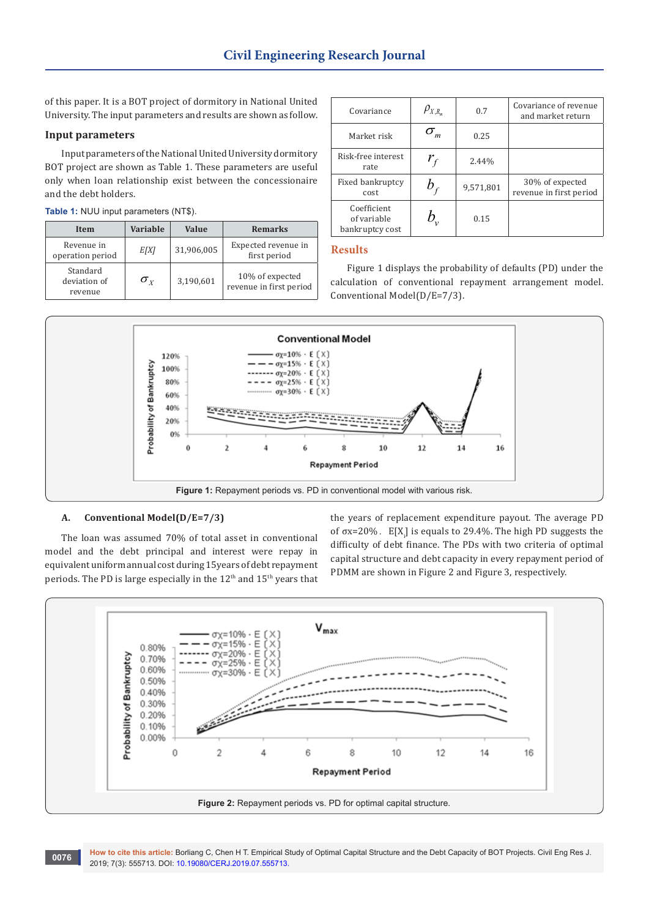of this paper. It is a BOT project of dormitory in National United University. The input parameters and results are shown as follow.

## Input parameters

Input parameters of the National United University dormitory BOT project are shown as Table 1. These parameters are useful only when loan relationship exist between the concessionaire and the debt holders.

**Table 1:** NUU input parameters (NT$).

| Item | Variable | Value | Remarks |
|---|---|---|---|
| Revenue in operation period | $E[X]$ | 31,906,005 | Expected revenue in first period |
| Standard deviation of revenue | $\sigma_X$ | 3,190,601 | 10% of expected revenue in first period |
| Covariance | $\rho_{X,R_m}$ | 0.7 | Covariance of revenue and market return |
| Market risk | $\sigma_m$ | 0.25 | |
| Risk-free interest rate | $r_f$ | 2.44% | |
| Fixed bankruptcy cost | $b_f$ | 9,571,801 | 30% of expected revenue in first period |
| Coefficient of variable bankruptcy cost | $b_v$ | 0.15 | |

## Results

Figure 1 displays the probability of defaults (PD) under the calculation of conventional repayment arrangement model. Conventional Model(D/E=7/3).

**Figure 1:** Repayment periods vs. PD in conventional model with various risk.

### A. Conventional Model(D/E=7/3)

The loan was assumed 70% of total asset in conventional model and the debt principal and interest were repay in equivalent uniform annual cost during 15years of debt repayment periods. The PD is large especially in the 12th and 15th years that the years of replacement expenditure payout. The average PD of σx=20%． E[X] is equals to 29.4%. The high PD suggests the difficulty of debt finance. The PDs with two criteria of optimal capital structure and debt capacity in every repayment period of PDMM are shown in Figure 2 and Figure 3, respectively.

**Figure 2:** Repayment periods vs. PD for optimal capital structure.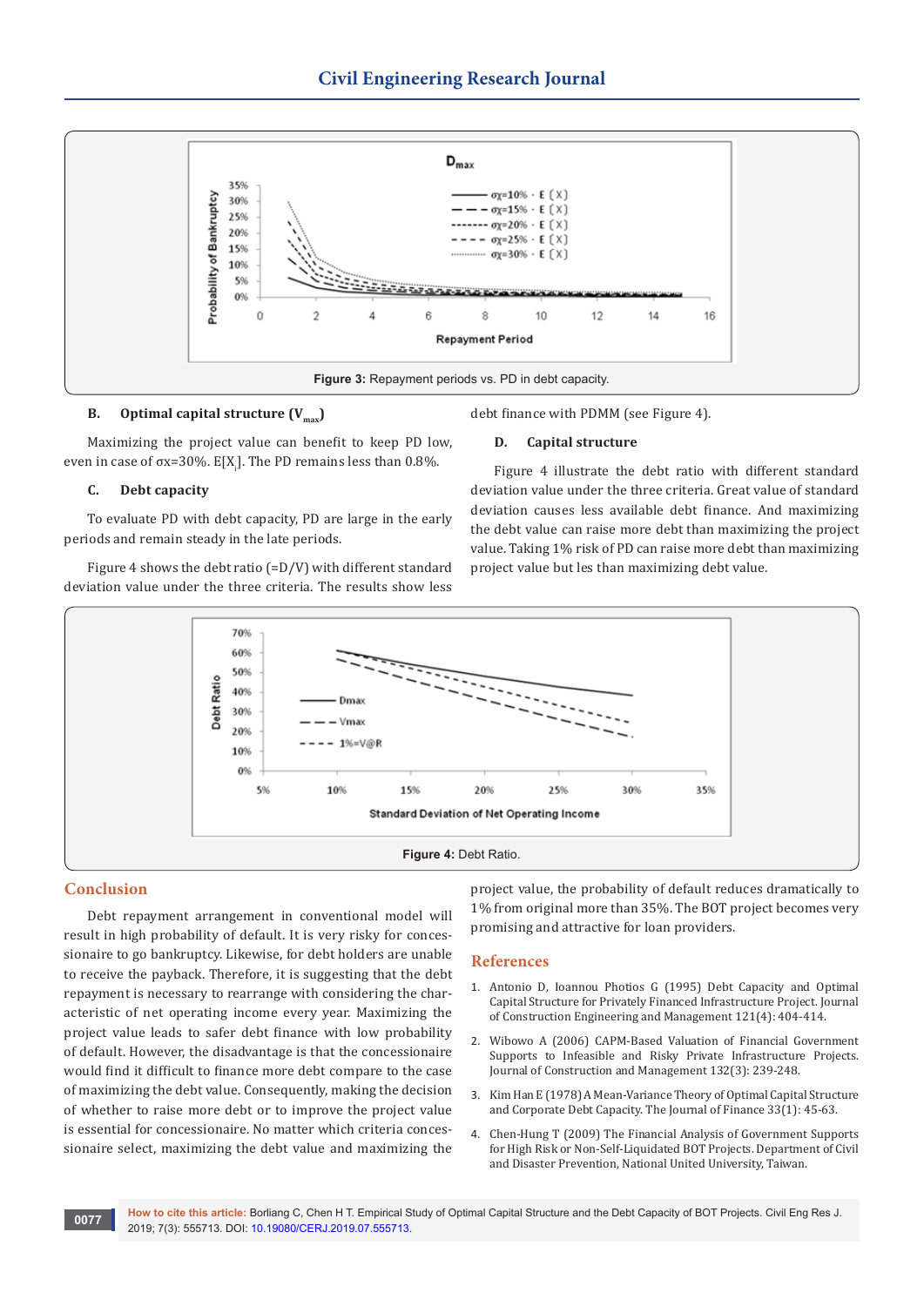Figure 3: Repayment periods vs. PD in debt capacity.

### B. Optimal capital structure ($V_{max}$)

Maximizing the project value can benefit to keep PD low, even in case of σx=30%. $E[X_i]$. The PD remains less than 0.8%.

### C. Debt capacity

To evaluate PD with debt capacity, PD are large in the early periods and remain steady in the late periods.

Figure 4 shows the debt ratio (=D/V) with different standard deviation value under the three criteria. The results show less debt finance with PDMM (see Figure 4).

### D. Capital structure

Figure 4 illustrate the debt ratio with different standard deviation value under the three criteria. Great value of standard deviation causes less available debt finance. And maximizing the debt value can raise more debt than maximizing the project value. Taking 1% risk of PD can raise more debt than maximizing project value but les than maximizing debt value.

Figure 4: Debt Ratio.

## Conclusion

Debt repayment arrangement in conventional model will result in high probability of default. It is very risky for concessionaire to go bankruptcy. Likewise, for debt holders are unable to receive the payback. Therefore, it is suggesting that the debt repayment is necessary to rearrange with considering the characteristic of net operating income every year. Maximizing the project value leads to safer debt finance with low probability of default. However, the disadvantage is that the concessionaire would find it difficult to finance more debt compare to the case of maximizing the debt value. Consequently, making the decision of whether to raise more debt or to improve the project value is essential for concessionaire. No matter which criteria concessionaire select, maximizing the debt value and maximizing the project value, the probability of default reduces dramatically to 1% from original more than 35%. The BOT project becomes very promising and attractive for loan providers.

## References

1. Antonio D, Ioannou Photios G (1995) Debt Capacity and Optimal Capital Structure for Privately Financed Infrastructure Project. Journal of Construction Engineering and Management 121(4): 404-414.
2. Wibowo A (2006) CAPM-Based Valuation of Financial Government Supports to Infeasible and Risky Private Infrastructure Projects. Journal of Construction and Management 132(3): 239-248.
3. Kim Han E (1978) A Mean-Variance Theory of Optimal Capital Structure and Corporate Debt Capacity. The Journal of Finance 33(1): 45-63.
4. Chen-Hung T (2009) The Financial Analysis of Government Supports for High Risk or Non-Self-Liquidated BOT Projects. Department of Civil and Disaster Prevention, National United University, Taiwan.

**How to cite this article:** Borliang C, Chen H T. Empirical Study of Optimal Capital Structure and the Debt Capacity of BOT Projects. Civil Eng Res J. 2019; 7(3): 555713. DOI: 10.19080/CERJ.2019.07.555713.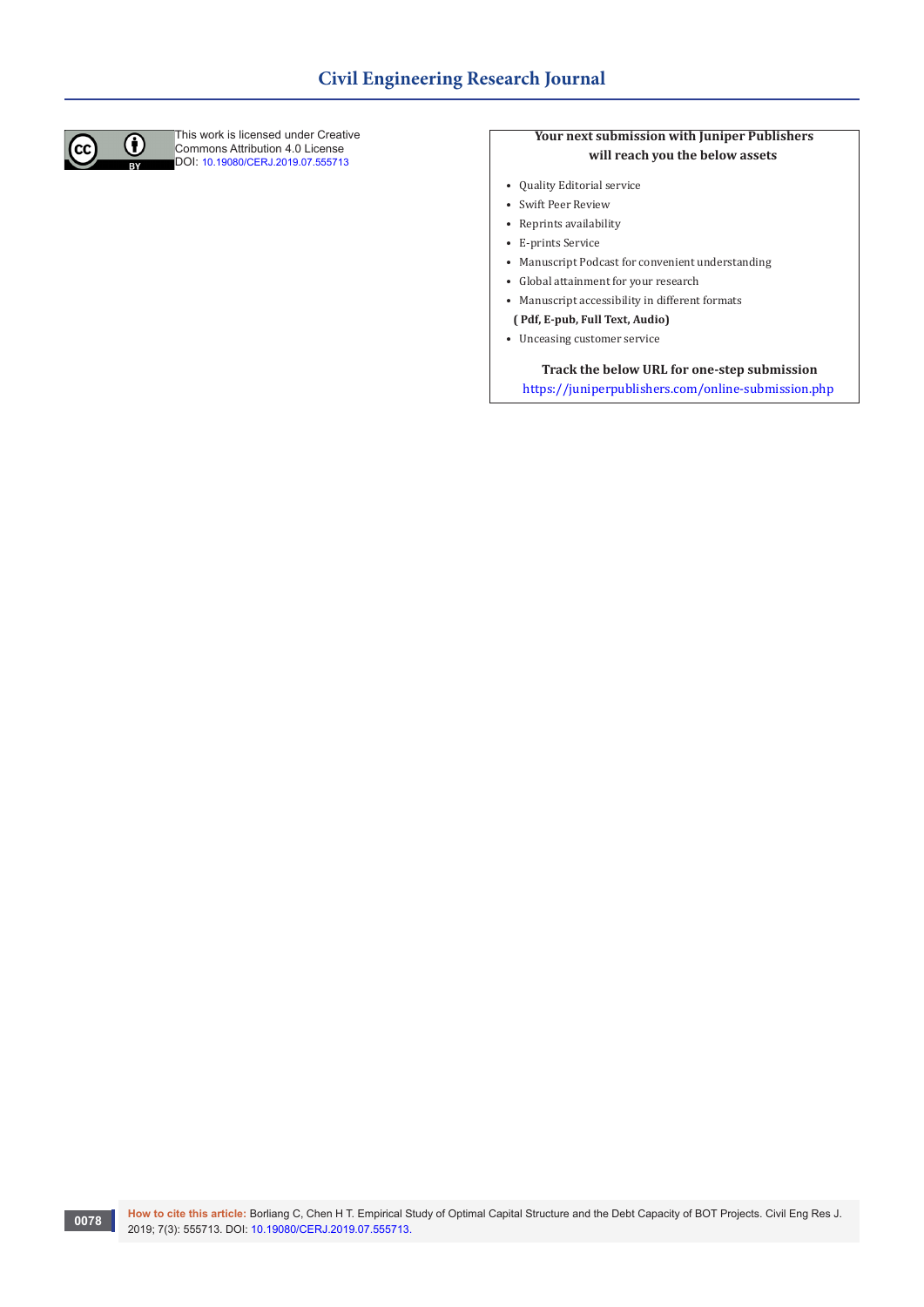This work is licensed under Creative Commons Attribution 4.0 License
DOI: 10.19080/CERJ.2019.07.555713

**Your next submission with Juniper Publishers will reach you the below assets**

- Quality Editorial service
- Swift Peer Review
- Reprints availability
- E-prints Service
- Manuscript Podcast for convenient understanding
- Global attainment for your research
- Manuscript accessibility in different formats

  **( Pdf, E-pub, Full Text, Audio)**
- Unceasing customer service

**Track the below URL for one-step submission**
https://juniperpublishers.com/online-submission.php